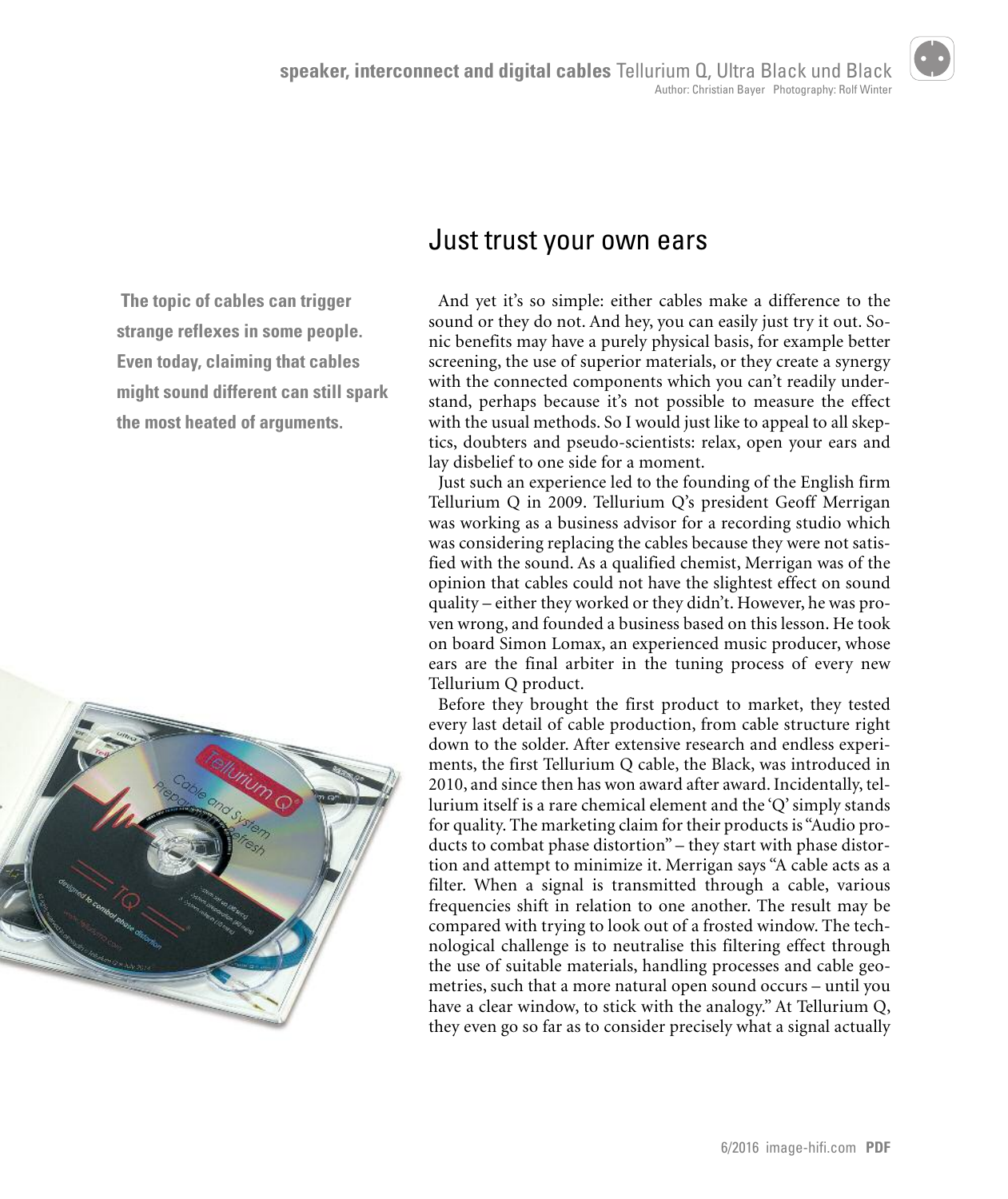## Just trust your own ears

**The topic of cables can trigger strange reflexes in some people. Even today, claiming that cables might sound different can still spark the most heated of arguments.**

And yet it's so simple: either cables make a difference to the sound or they do not. And hey, you can easily just try it out. Sonic benefits may have a purely physical basis, for example better screening, the use of superior materials, or they create a synergy with the connected components which you can't readily understand, perhaps because it's not possible to measure the effect with the usual methods. So I would just like to appeal to all skeptics, doubters and pseudo-scientists: relax, open your ears and lay disbelief to one side for a moment.

Just such an experience led to the founding of the English firm Tellurium Q in 2009. Tellurium Q's president Geoff Merrigan was working as a business advisor for a recording studio which was considering replacing the cables because they were not satisfied with the sound. As a qualified chemist, Merrigan was of the opinion that cables could not have the slightest effect on sound quality – either they worked or they didn't. However, he was proven wrong, and founded a business based on this lesson. He took on board Simon Lomax, an experienced music producer, whose ears are the final arbiter in the tuning process of every new Tellurium Q product.

Before they brought the first product to market, they tested every last detail of cable production, from cable structure right down to the solder. After extensive research and endless experiments, the first Tellurium Q cable, the Black, was introduced in 2010, and since then has won award after award. Incidentally, tellurium itself is a rare chemical element and the 'Q' simply stands for quality. The marketing claim for their products is "Audio products to combat phase distortion" – they start with phase distortion and attempt to minimize it. Merrigan says "A cable acts as a filter. When a signal is transmitted through a cable, various frequencies shift in relation to one another. The result may be compared with trying to look out of a frosted window. The technological challenge is to neutralise this filtering effect through the use of suitable materials, handling processes and cable geometries, such that a more natural open sound occurs – until you have a clear window, to stick with the analogy." At Tellurium Q, they even go so far as to consider precisely what a signal actually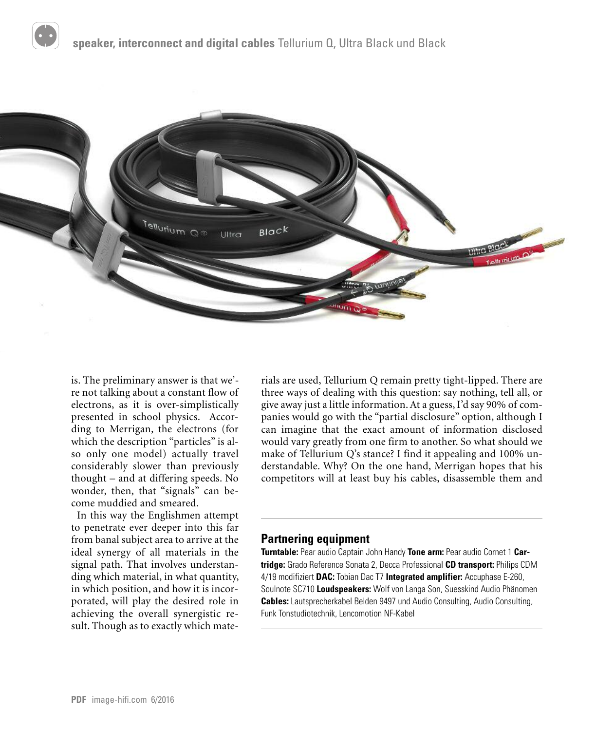is. The preliminary answer is that we're not talking about a constant flow of electrons, as it is over-simplistically presented in school physics. According to Merrigan, the electrons (for which the description "particles" is also only one model) actually travel considerably slower than previously thought – and at differing speeds. No wonder, then, that "signals" can become muddied and smeared.

In this way the Englishmen attempt to penetrate ever deeper into this far from banal subject area to arrive at the ideal synergy of all materials in the signal path. That involves understanding which material, in what quantity, in which position, and how it is incorporated, will play the desired role in achieving the overall synergistic result. Though as to exactly which materials are used, Tellurium Q remain pretty tight-lipped. There are three ways of dealing with this question: say nothing, tell all, or give away just a little information. At a guess, I'd say 90% of companies would go with the "partial disclosure" option, although I can imagine that the exact amount of information disclosed would vary greatly from one firm to another. So what should we make of Tellurium Q's stance? I find it appealing and 100% understandable. Why? On the one hand, Merrigan hopes that his competitors will at least buy his cables, disassemble them and

### Partnering equipment

**Turntable:** Pear audio Captain John Handy **Tone arm:** Pear audio Cornet 1 **Cartridge:** Grado Reference Sonata 2, Decca Professional **CD transport:** Philips CDM 4/19 modifiziert **DAC:** Tobian Dac T7 **Integrated amplifier:** Accuphase E-260, Soulnote SC710 **Loudspeakers:** Wolf von Langa Son, Suesskind Audio Phänomen **Cables:** Lautsprecherkabel Belden 9497 und Audio Consulting, Audio Consulting, Funk Tonstudiotechnik, Lencomotion NF-Kabel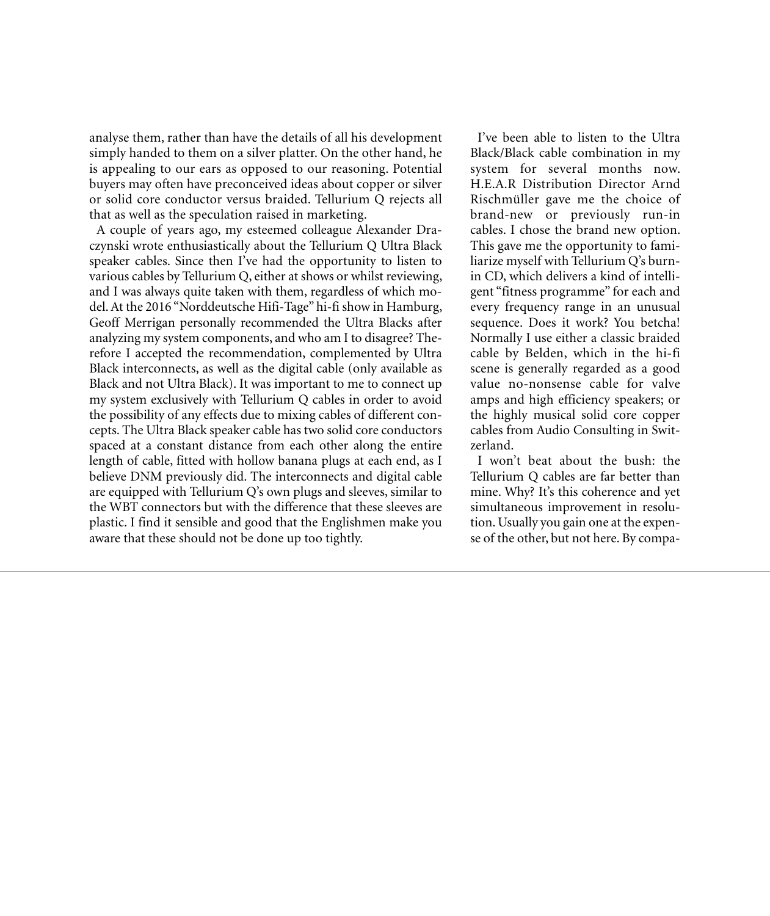analyse them, rather than have the details of all his development simply handed to them on a silver platter. On the other hand, he is appealing to our ears as opposed to our reasoning. Potential buyers may often have preconceived ideas about copper or silver or solid core conductor versus braided. Tellurium Q rejects all that as well as the speculation raised in marketing.

A couple of years ago, my esteemed colleague Alexander Draczynski wrote enthusiastically about the Tellurium Q Ultra Black speaker cables. Since then I've had the opportunity to listen to various cables by Tellurium Q, either at shows or whilst reviewing, and I was always quite taken with them, regardless of which model. At the 2016 "Norddeutsche Hifi-Tage" hi-fi show in Hamburg, Geoff Merrigan personally recommended the Ultra Blacks after analyzing my system components, and who am I to disagree? Therefore I accepted the recommendation, complemented by Ultra Black interconnects, as well as the digital cable (only available as Black and not Ultra Black). It was important to me to connect up my system exclusively with Tellurium Q cables in order to avoid the possibility of any effects due to mixing cables of different concepts. The Ultra Black speaker cable has two solid core conductors spaced at a constant distance from each other along the entire length of cable, fitted with hollow banana plugs at each end, as I believe DNM previously did. The interconnects and digital cable are equipped with Tellurium Q's own plugs and sleeves, similar to the WBT connectors but with the difference that these sleeves are plastic. I find it sensible and good that the Englishmen make you aware that these should not be done up too tightly.

I've been able to listen to the Ultra Black/Black cable combination in my system for several months now. H.E.A.R Distribution Director Arnd Rischmüller gave me the choice of brand-new or previously run-in cables. I chose the brand new option. This gave me the opportunity to familiarize myself with Tellurium Q's burn-in CD, which delivers a kind of intelligent "fitness programme" for each and every frequency range in an unusual sequence. Does it work? You betcha! Normally I use either a classic braided cable by Belden, which in the hi-fi scene is generally regarded as a good value no-nonsense cable for valve amps and high efficiency speakers; or the highly musical solid core copper cables from Audio Consulting in Switzerland.

I won't beat about the bush: the Tellurium Q cables are far better than mine. Why? It's this coherence and yet simultaneous improvement in resolution. Usually you gain one at the expense of the other, but not here. By compa-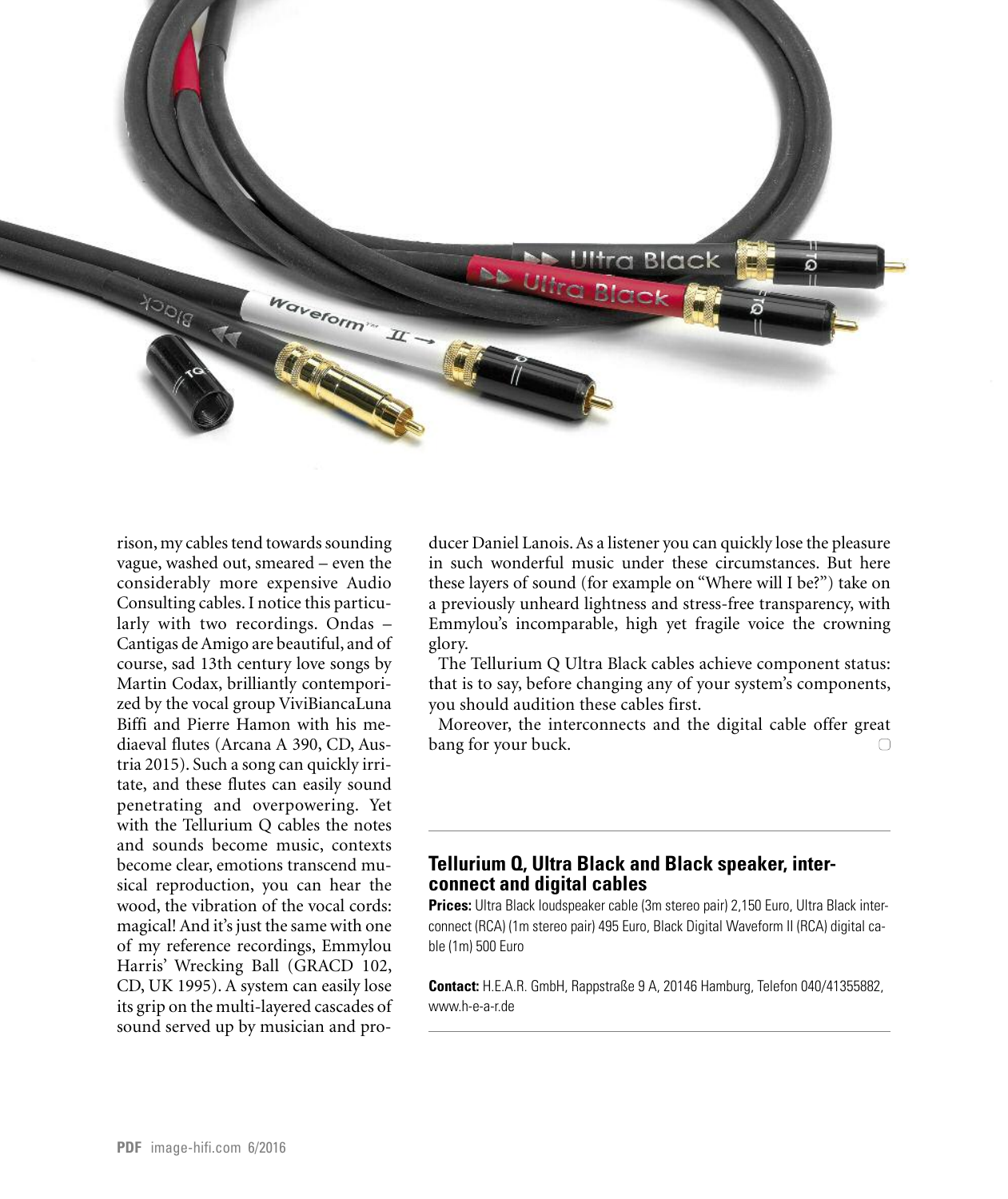rison, my cables tend towards sounding vague, washed out, smeared – even the considerably more expensive Audio Consulting cables. I notice this particularly with two recordings. Ondas – Cantigas de Amigo are beautiful, and of course, sad 13th century love songs by Martin Codax, brilliantly contemporized by the vocal group ViviBiancaLuna Biffi and Pierre Hamon with his mediaeval flutes (Arcana A 390, CD, Austria 2015). Such a song can quickly irritate, and these flutes can easily sound penetrating and overpowering. Yet with the Tellurium Q cables the notes and sounds become music, contexts become clear, emotions transcend musical reproduction, you can hear the wood, the vibration of the vocal cords: magical! And it's just the same with one of my reference recordings, Emmylou Harris' Wrecking Ball (GRACD 102, CD, UK 1995). A system can easily lose its grip on the multi-layered cascades of sound served up by musician and producer Daniel Lanois. As a listener you can quickly lose the pleasure in such wonderful music under these circumstances. But here these layers of sound (for example on "Where will I be?") take on a previously unheard lightness and stress-free transparency, with Emmylou's incomparable, high yet fragile voice the crowning glory.

The Tellurium Q Ultra Black cables achieve component status: that is to say, before changing any of your system's components, you should audition these cables first.

Moreover, the interconnects and the digital cable offer great bang for your buck.

**Tellurium Q, Ultra Black and Black speaker, interconnect and digital cables**

**Prices:** Ultra Black loudspeaker cable (3m stereo pair) 2,150 Euro, Ultra Black interconnect (RCA) (1m stereo pair) 495 Euro, Black Digital Waveform II (RCA) digital cable (1m) 500 Euro

**Contact:** H.E.A.R. GmbH, Rappstraße 9 A, 20146 Hamburg, Telefon 040/41355882, www.h-e-a-r.de